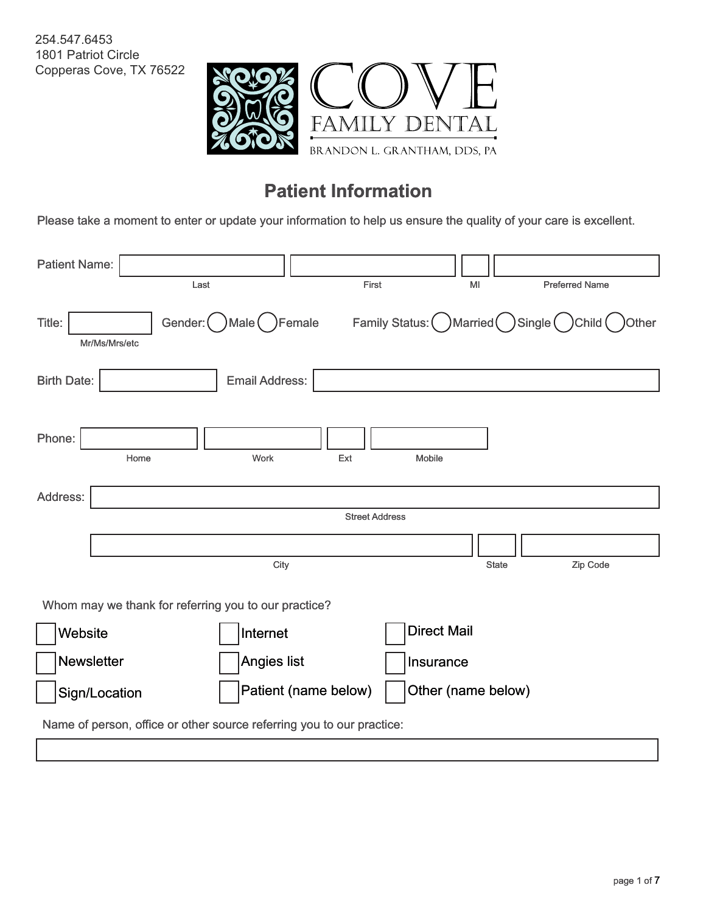254.547.6453
1801 Patriot Circle
Copperas Cove, TX 76522

COVE
FAMILY DENTAL
BRANDON L. GRANTHAM, DDS, PA

# Patient Information

Please take a moment to enter or update your information to help us ensure the quality of your care is excellent.

Patient Name: ______________ ______________ ____ ______________
Last First MI Preferred Name

Title: __________ (Mr/Ms/Mrs/etc) Gender: ◯ Male ◯ Female Family Status: ◯ Married ◯ Single ◯ Child ◯ Other

Birth Date: __________ Email Address: ______________________

Phone: __________ __________ ____ __________
Home Work Ext Mobile

Address: ______________________________________
Street Address

______________________ ____ __________
City State Zip Code

Whom may we thank for referring you to our practice?

- [ ] Website
- [ ] Internet
- [ ] Direct Mail
- [ ] Newsletter
- [ ] Angies list
- [ ] Insurance
- [ ] Sign/Location
- [ ] Patient (name below)
- [ ] Other (name below)

Name of person, office or other source referring you to our practice:

______________________________________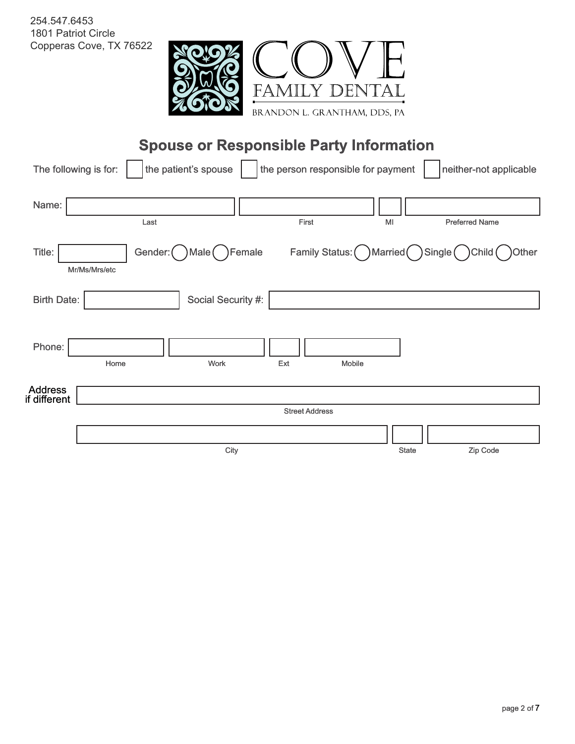254.547.6453
1801 Patriot Circle
Copperas Cove, TX 76522

COVE
FAMILY DENTAL
BRANDON L. GRANTHAM, DDS, PA

## Spouse or Responsible Party Information

The following is for: ☐ the patient's spouse ☐ the person responsible for payment ☐ neither-not applicable

Name: ____________________ ____________________ ______ ____________________
Last First MI Preferred Name

Title: __________ (Mr/Ms/Mrs/etc) Gender: ◯ Male ◯ Female Family Status: ◯ Married ◯ Single ◯ Child ◯ Other

Birth Date: __________ Social Security #: ____________________

Phone: __________ __________ ______ __________
Home Work Ext Mobile

Address if different: ________________________________________
Street Address

____________________ ______ __________
City State Zip Code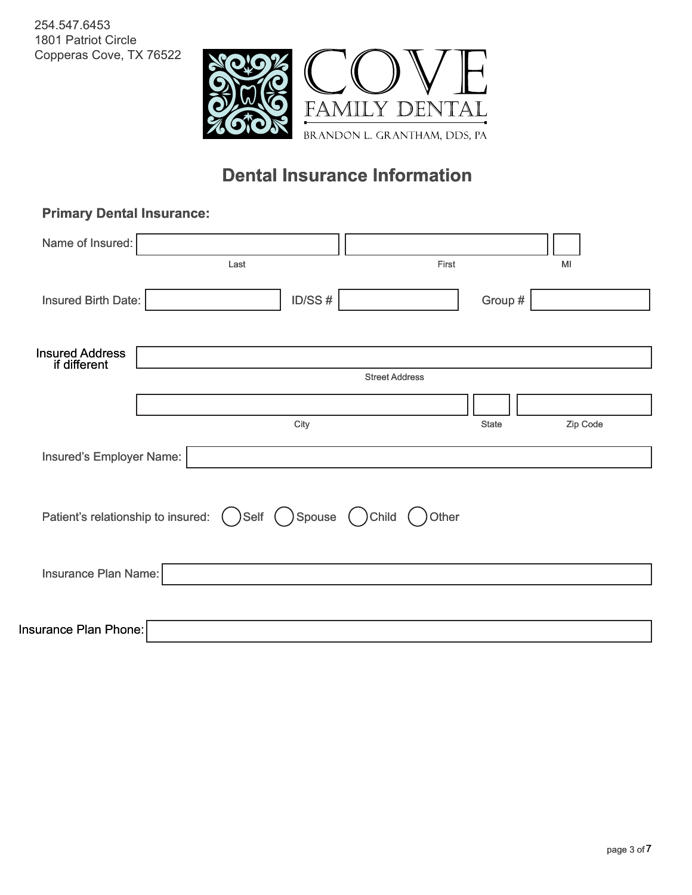254.547.6453
1801 Patriot Circle
Copperas Cove, TX 76522

COVE
FAMILY DENTAL
BRANDON L. GRANTHAM, DDS, PA

# Dental Insurance Information

## Primary Dental Insurance:

Name of Insured: ____________________ ____________________ ____
Last First MI

Insured Birth Date: ____________ ID/SS # ____________ Group # ____________

Insured Address if different ______________________________________________
Street Address

______________________________ ______ ____________
City State Zip Code

Insured's Employer Name: ______________________________________________

Patient's relationship to insured: ◯ Self ◯ Spouse ◯ Child ◯ Other

Insurance Plan Name: ______________________________________________

Insurance Plan Phone: ______________________________________________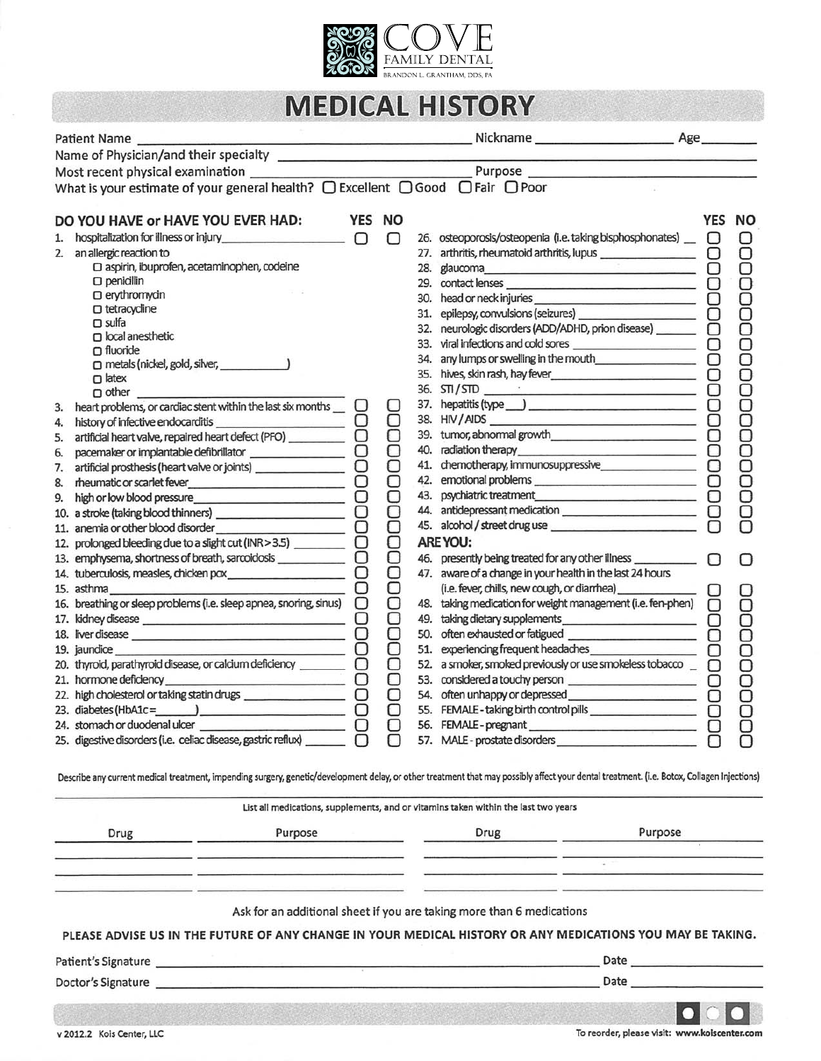COVE FAMILY DENTAL
BRANDON L. GRANTHAM, DDS, PA

# MEDICAL HISTORY

Patient Name ______________________ Nickname ______________ Age ______

Name of Physician/and their specialty ______________________

Most recent physical examination ______________________ Purpose ______________________

What is your estimate of your general health? ☐ Excellent ☐ Good ☐ Fair ☐ Poor

| DO YOU HAVE or HAVE YOU EVER HAD: | YES | NO |
|---|---|---|
| 1. hospitalization for illness or injury | ☐ | ☐ |
| 2. an allergic reaction to<br>☐ aspirin, ibuprofen, acetaminophen, codeine<br>☐ penicillin<br>☐ erythromycin<br>☐ tetracycline<br>☐ sulfa<br>☐ local anesthetic<br>☐ fluoride<br>☐ metals (nickel, gold, silver, ________)<br>☐ latex<br>☐ other ________ | | |
| 3. heart problems, or cardiac stent within the last six months | ☐ | ☐ |
| 4. history of infective endocarditis | ☐ | ☐ |
| 5. artificial heart valve, repaired heart defect (PFO) | ☐ | ☐ |
| 6. pacemaker or implantable defibrillator | ☐ | ☐ |
| 7. artificial prosthesis (heart valve or joints) | ☐ | ☐ |
| 8. rheumatic or scarlet fever | ☐ | ☐ |
| 9. high or low blood pressure | ☐ | ☐ |
| 10. a stroke (taking blood thinners) | ☐ | ☐ |
| 11. anemia or other blood disorder | ☐ | ☐ |
| 12. prolonged bleeding due to a slight cut (INR > 3.5) | ☐ | ☐ |
| 13. emphysema, shortness of breath, sarcoidosis | ☐ | ☐ |
| 14. tuberculosis, measles, chicken pox | ☐ | ☐ |
| 15. asthma | ☐ | ☐ |
| 16. breathing or sleep problems (i.e. sleep apnea, snoring, sinus) | ☐ | ☐ |
| 17. kidney disease | ☐ | ☐ |
| 18. liver disease | ☐ | ☐ |
| 19. jaundice | ☐ | ☐ |
| 20. thyroid, parathyroid disease, or calcium deficiency | ☐ | ☐ |
| 21. hormone deficiency | ☐ | ☐ |
| 22. high cholesterol or taking statin drugs | ☐ | ☐ |
| 23. diabetes (HbA1c= ______ ) | ☐ | ☐ |
| 24. stomach or duodenal ulcer | ☐ | ☐ |
| 25. digestive disorders (i.e. celiac disease, gastric reflux) | ☐ | ☐ |
| 26. osteoporosis/osteopenia (i.e. taking bisphosphonates) | ☐ | ☐ |
| 27. arthritis, rheumatoid arthritis, lupus | ☐ | ☐ |
| 28. glaucoma | ☐ | ☐ |
| 29. contact lenses | ☐ | ☐ |
| 30. head or neck injuries | ☐ | ☐ |
| 31. epilepsy, convulsions (seizures) | ☐ | ☐ |
| 32. neurologic disorders (ADD/ADHD, prion disease) | ☐ | ☐ |
| 33. viral infections and cold sores | ☐ | ☐ |
| 34. any lumps or swelling in the mouth | ☐ | ☐ |
| 35. hives, skin rash, hay fever | ☐ | ☐ |
| 36. STI / STD | ☐ | ☐ |
| 37. hepatitis (type ___ ) | ☐ | ☐ |
| 38. HIV / AIDS | ☐ | ☐ |
| 39. tumor, abnormal growth | ☐ | ☐ |
| 40. radiation therapy | ☐ | ☐ |
| 41. chemotherapy, immunosuppressive | ☐ | ☐ |
| 42. emotional problems | ☐ | ☐ |
| 43. psychiatric treatment | ☐ | ☐ |
| 44. antidepressant medication | ☐ | ☐ |
| 45. alcohol / street drug use | ☐ | ☐ |

| ARE YOU: | YES | NO |
|---|---|---|
| 46. presently being treated for any other illness | ☐ | ☐ |
| 47. aware of a change in your health in the last 24 hours (i.e. fever, chills, new cough, or diarrhea) | ☐ | ☐ |
| 48. taking medication for weight management (i.e. fen-phen) | ☐ | ☐ |
| 49. taking dietary supplements | ☐ | ☐ |
| 50. often exhausted or fatigued | ☐ | ☐ |
| 51. experiencing frequent headaches | ☐ | ☐ |
| 52. a smoker, smoked previously or use smokeless tobacco | ☐ | ☐ |
| 53. considered a touchy person | ☐ | ☐ |
| 54. often unhappy or depressed | ☐ | ☐ |
| 55. FEMALE - taking birth control pills | ☐ | ☐ |
| 56. FEMALE - pregnant | ☐ | ☐ |
| 57. MALE - prostate disorders | ☐ | ☐ |

Describe any current medical treatment, impending surgery, genetic/development delay, or other treatment that may possibly affect your dental treatment. (i.e. Botox, Collagen Injections)

______________________________________________________________________

List all medications, supplements, and or vitamins taken within the last two years

| Drug | Purpose | Drug | Purpose |
|---|---|---|---|
| | | | |
| | | | |
| | | | |

Ask for an additional sheet if you are taking more than 6 medications

**PLEASE ADVISE US IN THE FUTURE OF ANY CHANGE IN YOUR MEDICAL HISTORY OR ANY MEDICATIONS YOU MAY BE TAKING.**

Patient's Signature ______________________ Date ______________

Doctor's Signature ______________________ Date ______________

v 2012.2 Kois Center, LLC

To reorder, please visit: www.koiscenter.com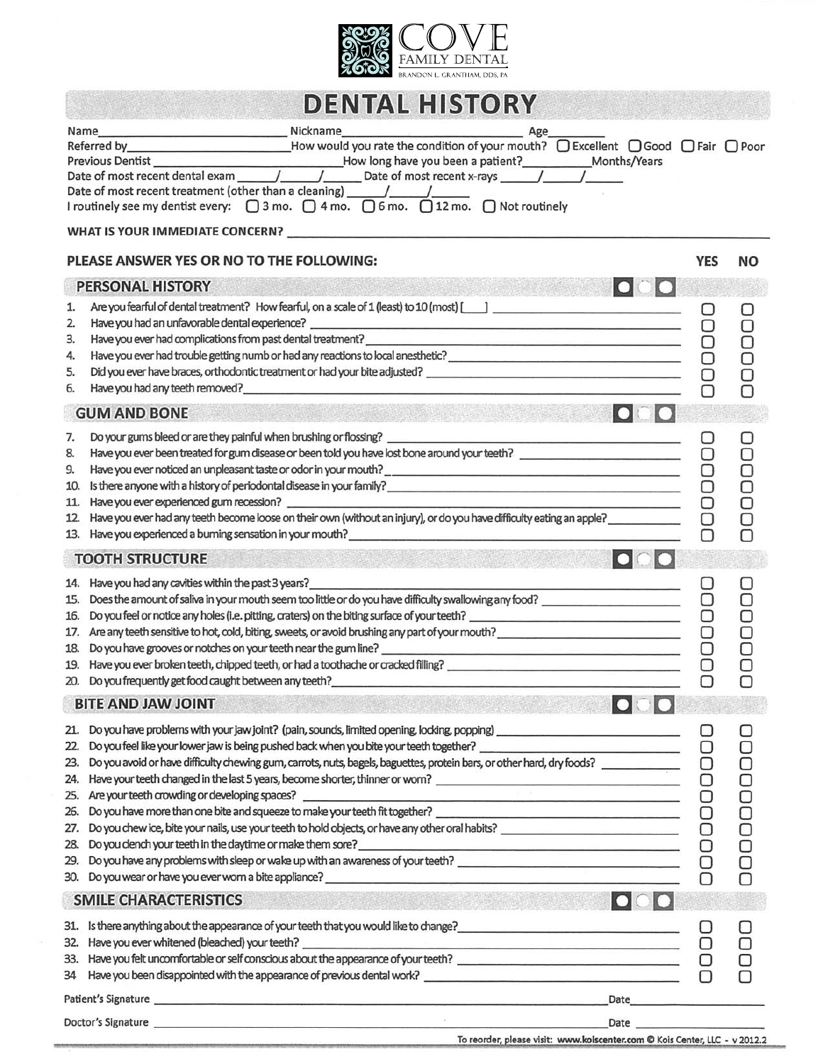COVE FAMILY DENTAL
BRANDON L. GRANTHAM, DDS, PA

# DENTAL HISTORY

Name_______________ Nickname_______________ Age________

Referred by_______________ How would you rate the condition of your mouth? ☐ Excellent ☐ Good ☐ Fair ☐ Poor

Previous Dentist _______________ How long have you been a patient?__________ Months/Years

Date of most recent dental exam ____/____/____ Date of most recent x-rays ____/____/____

Date of most recent treatment (other than a cleaning) ____/____/____

I routinely see my dentist every: ☐ 3 mo. ☐ 4 mo. ☐ 6 mo. ☐ 12 mo. ☐ Not routinely

**WHAT IS YOUR IMMEDIATE CONCERN?** _______________

## PLEASE ANSWER YES OR NO TO THE FOLLOWING:

| | YES | NO |
|---|---|---|
| **PERSONAL HISTORY** | | |
| 1. Are you fearful of dental treatment? How fearful, on a scale of 1 (least) to 10 (most) [___] | ☐ | ☐ |
| 2. Have you had an unfavorable dental experience? | ☐ | ☐ |
| 3. Have you ever had complications from past dental treatment? | ☐ | ☐ |
| 4. Have you ever had trouble getting numb or had any reactions to local anesthetic? | ☐ | ☐ |
| 5. Did you ever have braces, orthodontic treatment or had your bite adjusted? | ☐ | ☐ |
| 6. Have you had any teeth removed? | ☐ | ☐ |
| **GUM AND BONE** | | |
| 7. Do your gums bleed or are they painful when brushing or flossing? | ☐ | ☐ |
| 8. Have you ever been treated for gum disease or been told you have lost bone around your teeth? | ☐ | ☐ |
| 9. Have you ever noticed an unpleasant taste or odor in your mouth? | ☐ | ☐ |
| 10. Is there anyone with a history of periodontal disease in your family? | ☐ | ☐ |
| 11. Have you ever experienced gum recession? | ☐ | ☐ |
| 12. Have you ever had any teeth become loose on their own (without an injury), or do you have difficulty eating an apple? | ☐ | ☐ |
| 13. Have you experienced a burning sensation in your mouth? | ☐ | ☐ |
| **TOOTH STRUCTURE** | | |
| 14. Have you had any cavities within the past 3 years? | ☐ | ☐ |
| 15. Does the amount of saliva in your mouth seem too little or do you have difficulty swallowing any food? | ☐ | ☐ |
| 16. Do you feel or notice any holes (i.e. pitting, craters) on the biting surface of your teeth? | ☐ | ☐ |
| 17. Are any teeth sensitive to hot, cold, biting, sweets, or avoid brushing any part of your mouth? | ☐ | ☐ |
| 18. Do you have grooves or notches on your teeth near the gum line? | ☐ | ☐ |
| 19. Have you ever broken teeth, chipped teeth, or had a toothache or cracked filling? | ☐ | ☐ |
| 20. Do you frequently get food caught between any teeth? | ☐ | ☐ |
| **BITE AND JAW JOINT** | | |
| 21. Do you have problems with your jaw joint? (pain, sounds, limited opening, locking, popping) | ☐ | ☐ |
| 22. Do you feel like your lower jaw is being pushed back when you bite your teeth together? | ☐ | ☐ |
| 23. Do you avoid or have difficulty chewing gum, carrots, nuts, bagels, baguettes, protein bars, or other hard, dry foods? | ☐ | ☐ |
| 24. Have your teeth changed in the last 5 years, become shorter, thinner or worn? | ☐ | ☐ |
| 25. Are your teeth crowding or developing spaces? | ☐ | ☐ |
| 26. Do you have more than one bite and squeeze to make your teeth fit together? | ☐ | ☐ |
| 27. Do you chew ice, bite your nails, use your teeth to hold objects, or have any other oral habits? | ☐ | ☐ |
| 28. Do you clench your teeth in the daytime or make them sore? | ☐ | ☐ |
| 29. Do you have any problems with sleep or wake up with an awareness of your teeth? | ☐ | ☐ |
| 30. Do you wear or have you ever worn a bite appliance? | ☐ | ☐ |
| **SMILE CHARACTERISTICS** | | |
| 31. Is there anything about the appearance of your teeth that you would like to change? | ☐ | ☐ |
| 32. Have you ever whitened (bleached) your teeth? | ☐ | ☐ |
| 33. Have you felt uncomfortable or self conscious about the appearance of your teeth? | ☐ | ☐ |
| 34. Have you been disappointed with the appearance of previous dental work? | ☐ | ☐ |

Patient's Signature _______________ Date__________

Doctor's Signature _______________ Date__________

To reorder, please visit: www.koiscenter.com © Kois Center, LLC - v 2012.2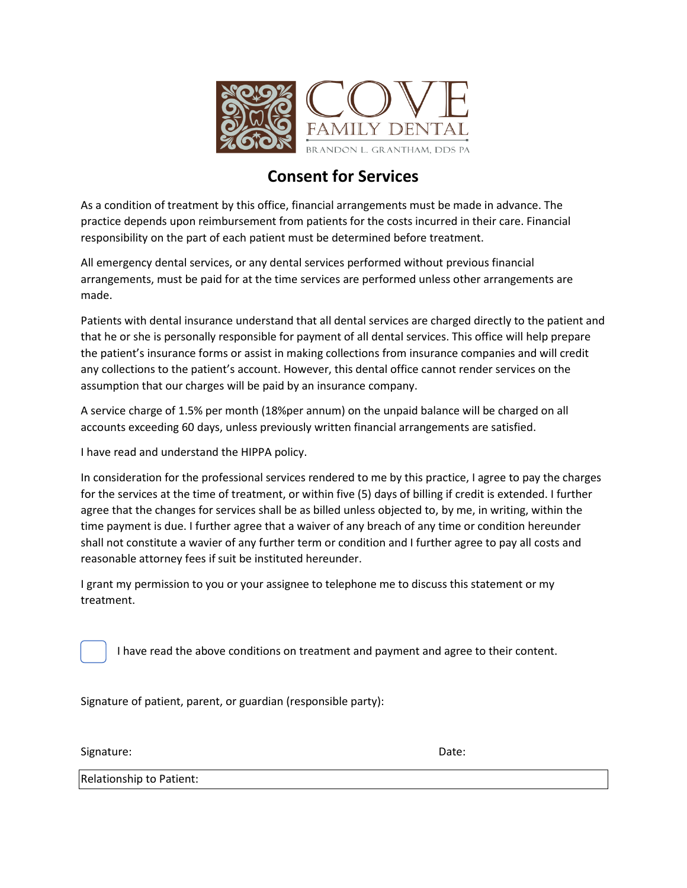COVE FAMILY DENTAL

BRANDON L. GRANTHAM, DDS PA

# Consent for Services

As a condition of treatment by this office, financial arrangements must be made in advance. The practice depends upon reimbursement from patients for the costs incurred in their care. Financial responsibility on the part of each patient must be determined before treatment.

All emergency dental services, or any dental services performed without previous financial arrangements, must be paid for at the time services are performed unless other arrangements are made.

Patients with dental insurance understand that all dental services are charged directly to the patient and that he or she is personally responsible for payment of all dental services. This office will help prepare the patient's insurance forms or assist in making collections from insurance companies and will credit any collections to the patient's account. However, this dental office cannot render services on the assumption that our charges will be paid by an insurance company.

A service charge of 1.5% per month (18%per annum) on the unpaid balance will be charged on all accounts exceeding 60 days, unless previously written financial arrangements are satisfied.

I have read and understand the HIPPA policy.

In consideration for the professional services rendered to me by this practice, I agree to pay the charges for the services at the time of treatment, or within five (5) days of billing if credit is extended. I further agree that the changes for services shall be as billed unless objected to, by me, in writing, within the time payment is due. I further agree that a waiver of any breach of any time or condition hereunder shall not constitute a wavier of any further term or condition and I further agree to pay all costs and reasonable attorney fees if suit be instituted hereunder.

I grant my permission to you or your assignee to telephone me to discuss this statement or my treatment.

☐ I have read the above conditions on treatment and payment and agree to their content.

Signature of patient, parent, or guardian (responsible party):

Signature: Date:

Relationship to Patient: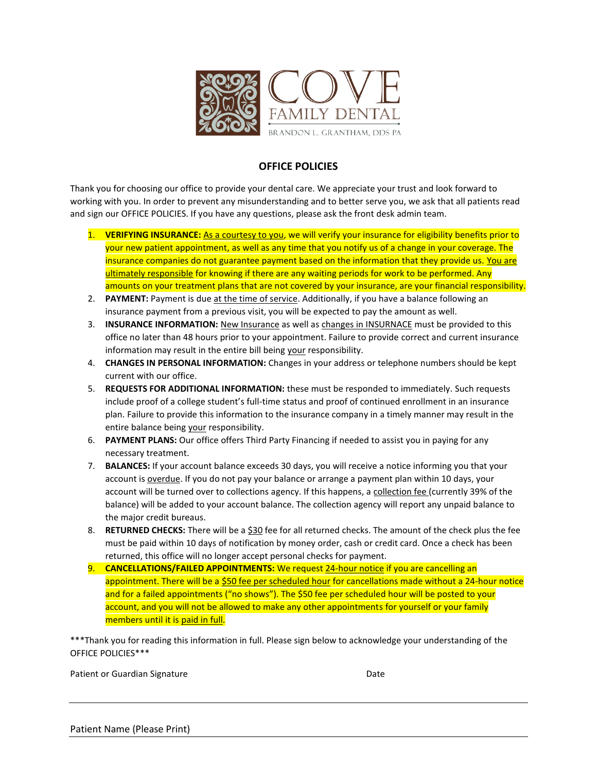COVE

FAMILY DENTAL

BRANDON L. GRANTHAM, DDS PA

## OFFICE POLICIES

Thank you for choosing our office to provide your dental care. We appreciate your trust and look forward to working with you. In order to prevent any misunderstanding and to better serve you, we ask that all patients read and sign our OFFICE POLICIES. If you have any questions, please ask the front desk admin team.

1. **VERIFYING INSURANCE:** As a courtesy to you, we will verify your insurance for eligibility benefits prior to your new patient appointment, as well as any time that you notify us of a change in your coverage. The insurance companies do not guarantee payment based on the information that they provide us. You are ultimately responsible for knowing if there are any waiting periods for work to be performed. Any amounts on your treatment plans that are not covered by your insurance, are your financial responsibility.
2. **PAYMENT:** Payment is due at the time of service. Additionally, if you have a balance following an insurance payment from a previous visit, you will be expected to pay the amount as well.
3. **INSURANCE INFORMATION:** New Insurance as well as changes in INSURNACE must be provided to this office no later than 48 hours prior to your appointment. Failure to provide correct and current insurance information may result in the entire bill being your responsibility.
4. **CHANGES IN PERSONAL INFORMATION:** Changes in your address or telephone numbers should be kept current with our office.
5. **REQUESTS FOR ADDITIONAL INFORMATION:** these must be responded to immediately. Such requests include proof of a college student's full-time status and proof of continued enrollment in an insurance plan. Failure to provide this information to the insurance company in a timely manner may result in the entire balance being your responsibility.
6. **PAYMENT PLANS:** Our office offers Third Party Financing if needed to assist you in paying for any necessary treatment.
7. **BALANCES:** If your account balance exceeds 30 days, you will receive a notice informing you that your account is overdue. If you do not pay your balance or arrange a payment plan within 10 days, your account will be turned over to collections agency. If this happens, a collection fee (currently 39% of the balance) will be added to your account balance. The collection agency will report any unpaid balance to the major credit bureaus.
8. **RETURNED CHECKS:** There will be a $30 fee for all returned checks. The amount of the check plus the fee must be paid within 10 days of notification by money order, cash or credit card. Once a check has been returned, this office will no longer accept personal checks for payment.
9. **CANCELLATIONS/FAILED APPOINTMENTS:** We request 24-hour notice if you are cancelling an appointment. There will be a $50 fee per scheduled hour for cancellations made without a 24-hour notice and for a failed appointments ("no shows"). The $50 fee per scheduled hour will be posted to your account, and you will not be allowed to make any other appointments for yourself or your family members until it is paid in full.

***Thank you for reading this information in full. Please sign below to acknowledge your understanding of the OFFICE POLICIES***

Patient or Guardian Signature　　　　　　　　　　　　　　　Date

Patient Name (Please Print)